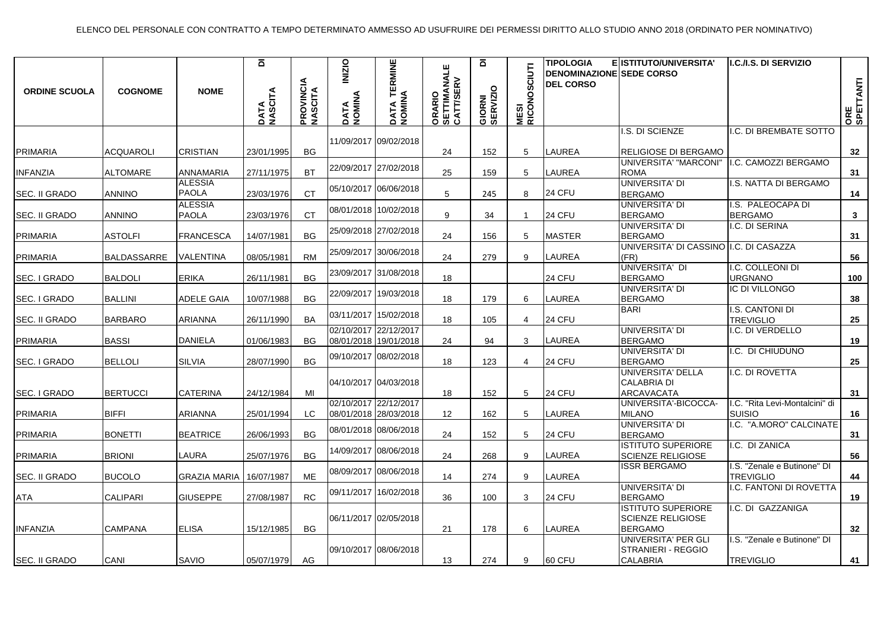ELENCO DEL PERSONALE CON CONTRATTO A TEMPO DETERMINATO AMMESSO AD USUFRUIRE DEI PERMESSI DIRITTO ALLO STUDIO ANNO 2018 (ORDINATO PER NOMINATIVO)

| ORDINE SCUOLA | COGNOME | NOME | DATA DI NASCITA | PROVINCIA NASCITA | DATA INIZIO NOMINA | DATA TERMINE NOMINA | ORARIO SETTIMANALE CATT/SERV | GIORNI DI SERVIZIO | MESI RICONOSCIUTI | TIPOLOGIA E DENOMINAZIONE DEL CORSO | ISTITUTO/UNIVERSITA' SEDE CORSO | I.C./I.S. DI SERVIZIO | ORE SPETTANTI |
|---|---|---|---|---|---|---|---|---|---|---|---|---|---|
| PRIMARIA | ACQUAROLI | CRISTIAN | 23/01/1995 | BG | 11/09/2017 | 09/02/2018 | 24 | 152 | 5 | LAUREA | I.S. DI SCIENZE RELIGIOSE DI BERGAMO | I.C. DI BREMBATE SOTTO | 32 |
| INFANZIA | ALTOMARE | ANNAMARIA | 27/11/1975 | BT | 22/09/2017 | 27/02/2018 | 25 | 159 | 5 | LAUREA | UNIVERSITA' "MARCONI" ROMA | I.C. CAMOZZI BERGAMO | 31 |
| SEC. II GRADO | ANNINO | ALESSIA PAOLA | 23/03/1976 | CT | 05/10/2017 | 06/06/2018 | 5 | 245 | 8 | 24 CFU | UNIVERSITA' DI BERGAMO | I.S. NATTA DI BERGAMO | 14 |
| SEC. II GRADO | ANNINO | ALESSIA PAOLA | 23/03/1976 | CT | 08/01/2018 | 10/02/2018 | 9 | 34 | 1 | 24 CFU | UNIVERSITA' DI BERGAMO | I.S. PALEOCAPA DI BERGAMO | 3 |
| PRIMARIA | ASTOLFI | FRANCESCA | 14/07/1981 | BG | 25/09/2018 | 27/02/2018 | 24 | 156 | 5 | MASTER | UNIVERSITA' DI BERGAMO | I.C. DI SERINA | 31 |
| PRIMARIA | BALDASSARRE | VALENTINA | 08/05/1981 | RM | 25/09/2017 | 30/06/2018 | 24 | 279 | 9 | LAUREA | UNIVERSITA' DI CASSINO (FR) | I.C. DI CASAZZA | 56 |
| SEC. I GRADO | BALDOLI | ERIKA | 26/11/1981 | BG | 23/09/2017 | 31/08/2018 | 18 | | | 24 CFU | UNIVERSITA' DI BERGAMO | I.C. COLLEONI DI URGNANO | 100 |
| SEC. I GRADO | BALLINI | ADELE GAIA | 10/07/1988 | BG | 22/09/2017 | 19/03/2018 | 18 | 179 | 6 | LAUREA | UNIVERSITA' DI BERGAMO | IC DI VILLONGO | 38 |
| SEC. II GRADO | BARBARO | ARIANNA | 26/11/1990 | BA | 03/11/2017 | 15/02/2018 | 18 | 105 | 4 | 24 CFU | BARI | I.S. CANTONI DI TREVIGLIO | 25 |
| PRIMARIA | BASSI | DANIELA | 01/06/1983 | BG | 02/10/2017<br>08/01/2018 | 22/12/2017<br>19/01/2018 | 24 | 94 | 3 | LAUREA | UNIVERSITA' DI BERGAMO | I.C. DI VERDELLO | 19 |
| SEC. I GRADO | BELLOLI | SILVIA | 28/07/1990 | BG | 09/10/2017 | 08/02/2018 | 18 | 123 | 4 | 24 CFU | UNIVERSITA' DI BERGAMO | I.C. DI CHIUDUNO | 25 |
| SEC. I GRADO | BERTUCCI | CATERINA | 24/12/1984 | MI | 04/10/2017 | 04/03/2018 | 18 | 152 | 5 | 24 CFU | UNIVERSITA' DELLA CALABRIA DI ARCAVACATA | I.C. DI ROVETTA | 31 |
| PRIMARIA | BIFFI | ARIANNA | 25/01/1994 | LC | 02/10/2017<br>08/01/2018 | 22/12/2017<br>28/03/2018 | 12 | 162 | 5 | LAUREA | UNIVERSITA'-BICOCCA-MILANO | I.C. "Rita Levi-Montalcini" di SUISIO | 16 |
| PRIMARIA | BONETTI | BEATRICE | 26/06/1993 | BG | 08/01/2018 | 08/06/2018 | 24 | 152 | 5 | 24 CFU | UNIVERSITA' DI BERGAMO | I.C. "A.MORO" CALCINATE | 31 |
| PRIMARIA | BRIONI | LAURA | 25/07/1976 | BG | 14/09/2017 | 08/06/2018 | 24 | 268 | 9 | LAUREA | ISTITUTO SUPERIORE SCIENZE RELIGIOSE | I.C. DI ZANICA | 56 |
| SEC. II GRADO | BUCOLO | GRAZIA MARIA | 16/07/1987 | ME | 08/09/2017 | 08/06/2018 | 14 | 274 | 9 | LAUREA | ISSR BERGAMO | I.S. "Zenale e Butinone" DI TREVIGLIO | 44 |
| ATA | CALIPARI | GIUSEPPE | 27/08/1987 | RC | 09/11/2017 | 16/02/2018 | 36 | 100 | 3 | 24 CFU | UNIVERSITA' DI BERGAMO | I.C. FANTONI DI ROVETTA | 19 |
| INFANZIA | CAMPANA | ELISA | 15/12/1985 | BG | 06/11/2017 | 02/05/2018 | 21 | 178 | 6 | LAUREA | ISTITUTO SUPERIORE SCIENZE RELIGIOSE BERGAMO | I.C. DI GAZZANIGA | 32 |
| SEC. II GRADO | CANI | SAVIO | 05/07/1979 | AG | 09/10/2017 | 08/06/2018 | 13 | 274 | 9 | 60 CFU | UNIVERSITA' PER GLI STRANIERI - REGGIO CALABRIA | I.S. "Zenale e Butinone" DI TREVIGLIO | 41 |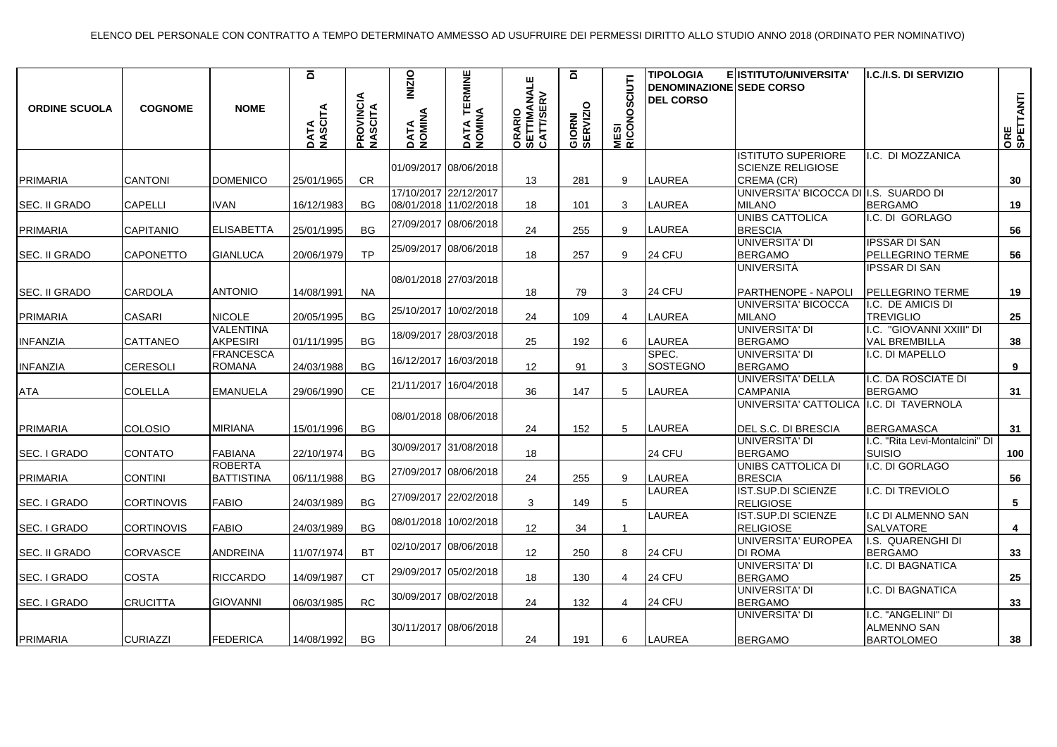ELENCO DEL PERSONALE CON CONTRATTO A TEMPO DETERMINATO AMMESSO AD USUFRUIRE DEI PERMESSI DIRITTO ALLO STUDIO ANNO 2018 (ORDINATO PER NOMINATIVO)

| ORDINE SCUOLA | COGNOME | NOME | DATA DI NASCITA | PROVINCIA NASCITA | DATA INIZIO NOMINA | DATA TERMINE NOMINA | ORARIO SETTIMANALE CATT/SERV | GIORNI DI SERVIZIO | MESI RICONOSCIUTI | TIPOLOGIA E DENOMINAZIONE DEL CORSO | ISTITUTO/UNIVERSITA' SEDE CORSO | I.C./I.S. DI SERVIZIO | ORE SPETTANTI |
|---|---|---|---|---|---|---|---|---|---|---|---|---|---|
| PRIMARIA | CANTONI | DOMENICO | 25/01/1965 | CR | 01/09/2017 | 08/06/2018 | 13 | 281 | 9 | LAUREA | ISTITUTO SUPERIORE SCIENZE RELIGIOSE CREMA (CR) | I.C. DI MOZZANICA | 30 |
| SEC. II GRADO | CAPELLI | IVAN | 16/12/1983 | BG | 17/10/2017 08/01/2018 | 22/12/2017 11/02/2018 | 18 | 101 | 3 | LAUREA | UNIVERSITA' BICOCCA DI MILANO | I.S. SUARDO DI BERGAMO | 19 |
| PRIMARIA | CAPITANIO | ELISABETTA | 25/01/1995 | BG | 27/09/2017 | 08/06/2018 | 24 | 255 | 9 | LAUREA | UNIBS CATTOLICA BRESCIA | I.C. DI GORLAGO | 56 |
| SEC. II GRADO | CAPONETTO | GIANLUCA | 20/06/1979 | TP | 25/09/2017 | 08/06/2018 | 18 | 257 | 9 | 24 CFU | UNIVERSITA' DI BERGAMO | IPSSAR DI SAN PELLEGRINO TERME | 56 |
| SEC. II GRADO | CARDOLA | ANTONIO | 14/08/1991 | NA | 08/01/2018 | 27/03/2018 | 18 | 79 | 3 | 24 CFU | UNIVERSITÀ PARTHENOPE - NAPOLI | IPSSAR DI SAN PELLEGRINO TERME | 19 |
| PRIMARIA | CASARI | NICOLE | 20/05/1995 | BG | 25/10/2017 | 10/02/2018 | 24 | 109 | 4 | LAUREA | UNIVERSITA' BICOCCA MILANO | I.C. DE AMICIS DI TREVIGLIO | 25 |
| INFANZIA | CATTANEO | VALENTINA AKPESIRI | 01/11/1995 | BG | 18/09/2017 | 28/03/2018 | 25 | 192 | 6 | LAUREA | UNIVERSITA' DI BERGAMO | I.C. "GIOVANNI XXIII" DI VAL BREMBILLA | 38 |
| INFANZIA | CERESOLI | FRANCESCA ROMANA | 24/03/1988 | BG | 16/12/2017 | 16/03/2018 | 12 | 91 | 3 | SPEC. SOSTEGNO | UNIVERSITA' DI BERGAMO | I.C. DI MAPELLO | 9 |
| ATA | COLELLA | EMANUELA | 29/06/1990 | CE | 21/11/2017 | 16/04/2018 | 36 | 147 | 5 | LAUREA | UNIVERSITA' DELLA CAMPANIA | I.C. DA ROSCIATE DI BERGAMO | 31 |
| PRIMARIA | COLOSIO | MIRIANA | 15/01/1996 | BG | 08/01/2018 | 08/06/2018 | 24 | 152 | 5 | LAUREA | UNIVERSITA' CATTOLICA DEL S.C. DI BRESCIA | I.C. DI TAVERNOLA BERGAMASCA | 31 |
| SEC. I GRADO | CONTATO | FABIANA | 22/10/1974 | BG | 30/09/2017 | 31/08/2018 | 18 | | | 24 CFU | UNIVERSITA' DI BERGAMO | I.C. "Rita Levi-Montalcini" DI SUISIO | 100 |
| PRIMARIA | CONTINI | ROBERTA BATTISTINA | 06/11/1988 | BG | 27/09/2017 | 08/06/2018 | 24 | 255 | 9 | LAUREA | UNIBS CATTOLICA DI BRESCIA | I.C. DI GORLAGO | 56 |
| SEC. I GRADO | CORTINOVIS | FABIO | 24/03/1989 | BG | 27/09/2017 | 22/02/2018 | 3 | 149 | 5 | LAUREA | IST.SUP.DI SCIENZE RELIGIOSE | I.C. DI TREVIOLO | 5 |
| SEC. I GRADO | CORTINOVIS | FABIO | 24/03/1989 | BG | 08/01/2018 | 10/02/2018 | 12 | 34 | 1 | LAUREA | IST.SUP.DI SCIENZE RELIGIOSE | I.C DI ALMENNO SAN SALVATORE | 4 |
| SEC. II GRADO | CORVASCE | ANDREINA | 11/07/1974 | BT | 02/10/2017 | 08/06/2018 | 12 | 250 | 8 | 24 CFU | UNIVERSITA' EUROPEA DI ROMA | I.S. QUARENGHI DI BERGAMO | 33 |
| SEC. I GRADO | COSTA | RICCARDO | 14/09/1987 | CT | 29/09/2017 | 05/02/2018 | 18 | 130 | 4 | 24 CFU | UNIVERSITA' DI BERGAMO | I.C. DI BAGNATICA | 25 |
| SEC. I GRADO | CRUCITTA | GIOVANNI | 06/03/1985 | RC | 30/09/2017 | 08/02/2018 | 24 | 132 | 4 | 24 CFU | UNIVERSITA' DI BERGAMO | I.C. DI BAGNATICA | 33 |
| PRIMARIA | CURIAZZI | FEDERICA | 14/08/1992 | BG | 30/11/2017 | 08/06/2018 | 24 | 191 | 6 | LAUREA | UNIVERSITA' DI BERGAMO | I.C. "ANGELINI" DI ALMENNO SAN BARTOLOMEO | 38 |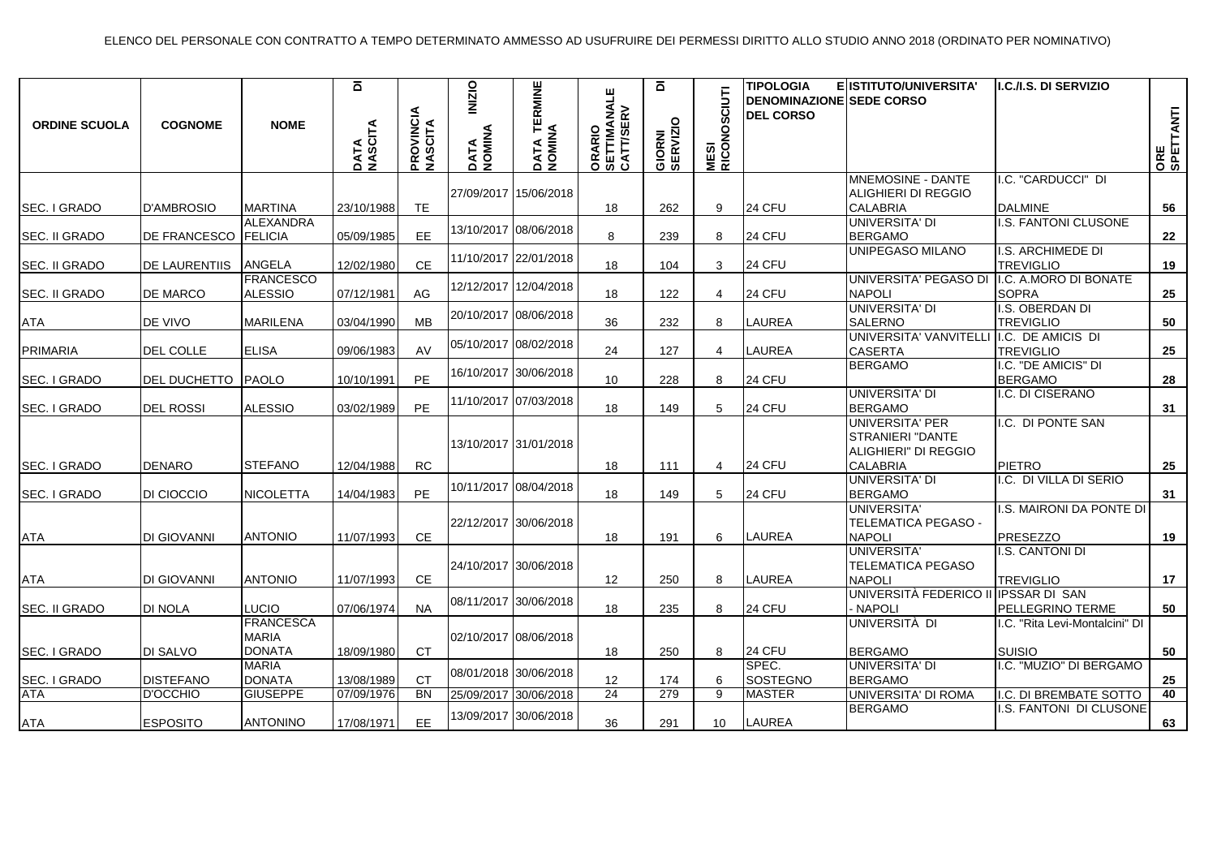ELENCO DEL PERSONALE CON CONTRATTO A TEMPO DETERMINATO AMMESSO AD USUFRUIRE DEI PERMESSI DIRITTO ALLO STUDIO ANNO 2018 (ORDINATO PER NOMINATIVO)

| ORDINE SCUOLA | COGNOME | NOME | DATA DI NASCITA | PROVINCIA NASCITA | DATA INIZIO NOMINA | DATA TERMINE NOMINA | ORARIO SETTIMANALE CATT/SERV | GIORNI DI SERVIZIO | MESI RICONOSCIUTI | TIPOLOGIA E DENOMINAZIONE DEL CORSO | ISTITUTO/UNIVERSITA' SEDE CORSO | I.C./I.S. DI SERVIZIO | ORE SPETTANTI |
|---|---|---|---|---|---|---|---|---|---|---|---|---|---|
| SEC. I GRADO | D'AMBROSIO | MARTINA | 23/10/1988 | TE | 27/09/2017 | 15/06/2018 | 18 | 262 | 9 | 24 CFU | MNEMOSINE - DANTE ALIGHIERI DI REGGIO CALABRIA | I.C. "CARDUCCI" DI DALMINE | 56 |
| SEC. II GRADO | DE FRANCESCO | ALEXANDRA FELICIA | 05/09/1985 | EE | 13/10/2017 | 08/06/2018 | 8 | 239 | 8 | 24 CFU | UNIVERSITA' DI BERGAMO | I.S. FANTONI CLUSONE | 22 |
| SEC. II GRADO | DE LAURENTIIS | ANGELA | 12/02/1980 | CE | 11/10/2017 | 22/01/2018 | 18 | 104 | 3 | 24 CFU | UNIPEGASO MILANO | I.S. ARCHIMEDE DI TREVIGLIO | 19 |
| SEC. II GRADO | DE MARCO | FRANCESCO ALESSIO | 07/12/1981 | AG | 12/12/2017 | 12/04/2018 | 18 | 122 | 4 | 24 CFU | UNIVERSITA' PEGASO DI NAPOLI | I.C. A.MORO DI BONATE SOPRA | 25 |
| ATA | DE VIVO | MARILENA | 03/04/1990 | MB | 20/10/2017 | 08/06/2018 | 36 | 232 | 8 | LAUREA | UNIVERSITA' DI SALERNO | I.S. OBERDAN DI TREVIGLIO | 50 |
| PRIMARIA | DEL COLLE | ELISA | 09/06/1983 | AV | 05/10/2017 | 08/02/2018 | 24 | 127 | 4 | LAUREA | UNIVERSITA' VANVITELLI CASERTA | I.C. DE AMICIS DI TREVIGLIO | 25 |
| SEC. I GRADO | DEL DUCHETTO | PAOLO | 10/10/1991 | PE | 16/10/2017 | 30/06/2018 | 10 | 228 | 8 | 24 CFU | BERGAMO | I.C. "DE AMICIS" DI BERGAMO | 28 |
| SEC. I GRADO | DEL ROSSI | ALESSIO | 03/02/1989 | PE | 11/10/2017 | 07/03/2018 | 18 | 149 | 5 | 24 CFU | UNIVERSITA' DI BERGAMO | I.C. DI CISERANO | 31 |
| SEC. I GRADO | DENARO | STEFANO | 12/04/1988 | RC | 13/10/2017 | 31/01/2018 | 18 | 111 | 4 | 24 CFU | UNIVERSITA' PER STRANIERI "DANTE ALIGHIERI" DI REGGIO CALABRIA | I.C. DI PONTE SAN PIETRO | 25 |
| SEC. I GRADO | DI CIOCCIO | NICOLETTA | 14/04/1983 | PE | 10/11/2017 | 08/04/2018 | 18 | 149 | 5 | 24 CFU | UNIVERSITA' DI BERGAMO | I.C. DI VILLA DI SERIO | 31 |
| ATA | DI GIOVANNI | ANTONIO | 11/07/1993 | CE | 22/12/2017 | 30/06/2018 | 18 | 191 | 6 | LAUREA | UNIVERSITA' TELEMATICA PEGASO - NAPOLI | I.S. MAIRONI DA PONTE DI PRESEZZO | 19 |
| ATA | DI GIOVANNI | ANTONIO | 11/07/1993 | CE | 24/10/2017 | 30/06/2018 | 12 | 250 | 8 | LAUREA | UNIVERSITA' TELEMATICA PEGASO NAPOLI | I.S. CANTONI DI TREVIGLIO | 17 |
| SEC. II GRADO | DI NOLA | LUCIO | 07/06/1974 | NA | 08/11/2017 | 30/06/2018 | 18 | 235 | 8 | 24 CFU | UNIVERSITÀ FEDERICO II - NAPOLI | IPSSAR DI SAN PELLEGRINO TERME | 50 |
| SEC. I GRADO | DI SALVO | FRANCESCA MARIA DONATA | 18/09/1980 | CT | 02/10/2017 | 08/06/2018 | 18 | 250 | 8 | 24 CFU | UNIVERSITÀ DI BERGAMO | I.C. "Rita Levi-Montalcini" DI SUISIO | 50 |
| SEC. I GRADO | DISTEFANO | MARIA DONATA | 13/08/1989 | CT | 08/01/2018 | 30/06/2018 | 12 | 174 | 6 | SPEC. SOSTEGNO | UNIVERSITA' DI BERGAMO | I.C. "MUZIO" DI BERGAMO | 25 |
| ATA | D'OCCHIO | GIUSEPPE | 07/09/1976 | BN | 25/09/2017 | 30/06/2018 | 24 | 279 | 9 | MASTER | UNIVERSITA' DI ROMA | I.C. DI BREMBATE SOTTO | 40 |
| ATA | ESPOSITO | ANTONINO | 17/08/1971 | EE | 13/09/2017 | 30/06/2018 | 36 | 291 | 10 | LAUREA | BERGAMO | I.S. FANTONI DI CLUSONE | 63 |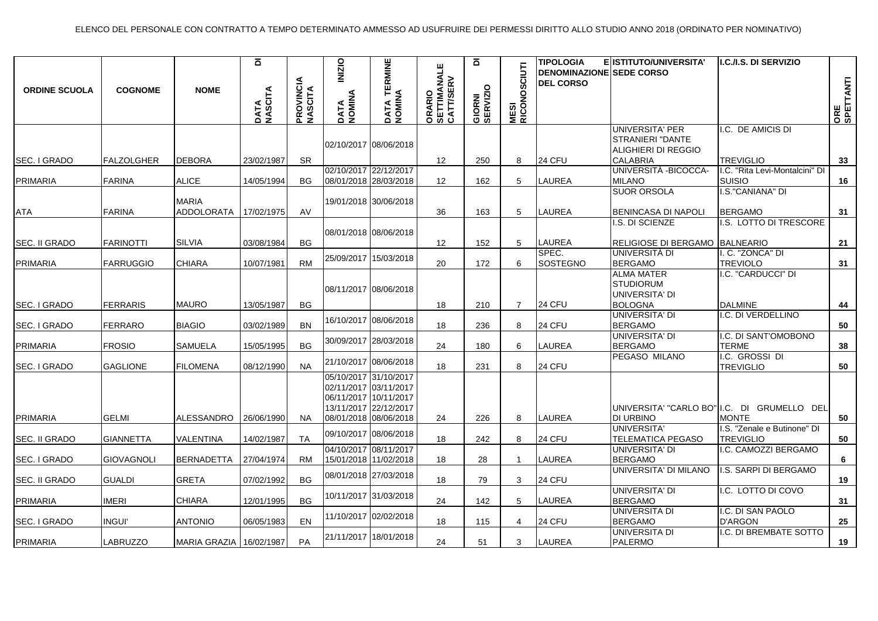ELENCO DEL PERSONALE CON CONTRATTO A TEMPO DETERMINATO AMMESSO AD USUFRUIRE DEI PERMESSI DIRITTO ALLO STUDIO ANNO 2018 (ORDINATO PER NOMINATIVO)

| ORDINE SCUOLA | COGNOME | NOME | DATA DI NASCITA | PROVINCIA NASCITA | DATA INIZIO NOMINA | DATA TERMINE NOMINA | ORARIO SETTIMANALE CATT/SERV | GIORNI DI SERVIZIO | MESI RICONOSCIUTI | TIPOLOGIA E DENOMINAZIONE DEL CORSO | ISTITUTO/UNIVERSITA' SEDE CORSO | I.C./I.S. DI SERVIZIO | ORE SPETTANTI |
|---|---|---|---|---|---|---|---|---|---|---|---|---|---|
| SEC. I GRADO | FALZOLGHER | DEBORA | 23/02/1987 | SR | 02/10/2017 | 08/06/2018 | 12 | 250 | 8 | 24 CFU | UNIVERSITA' PER STRANIERI "DANTE ALIGHIERI DI REGGIO CALABRIA | I.C. DE AMICIS DI TREVIGLIO | 33 |
| PRIMARIA | FARINA | ALICE | 14/05/1994 | BG | 02/10/2017<br>08/01/2018 | 22/12/2017<br>28/03/2018 | 12 | 162 | 5 | LAUREA | UNIVERSITÀ -BICOCCA-MILANO | I.C. "Rita Levi-Montalcini" DI SUISIO | 16 |
| ATA | FARINA | MARIA ADDOLORATA | 17/02/1975 | AV | 19/01/2018 | 30/06/2018 | 36 | 163 | 5 | LAUREA | SUOR ORSOLA BENINCASA DI NAPOLI | I.S."CANIANA" DI BERGAMO | 31 |
| SEC. II GRADO | FARINOTTI | SILVIA | 03/08/1984 | BG | 08/01/2018 | 08/06/2018 | 12 | 152 | 5 | LAUREA | I.S. DI SCIENZE RELIGIOSE DI BERGAMO | I.S. LOTTO DI TRESCORE BALNEARIO | 21 |
| PRIMARIA | FARRUGGIO | CHIARA | 10/07/1981 | RM | 25/09/2017 | 15/03/2018 | 20 | 172 | 6 | SPEC. SOSTEGNO | UNIVERSITÀ DI BERGAMO | I. C. "ZONCA" DI TREVIOLO | 31 |
| SEC. I GRADO | FERRARIS | MAURO | 13/05/1987 | BG | 08/11/2017 | 08/06/2018 | 18 | 210 | 7 | 24 CFU | ALMA MATER STUDIORUM UNIVERSITA' DI BOLOGNA | I.C. "CARDUCCI" DI DALMINE | 44 |
| SEC. I GRADO | FERRARO | BIAGIO | 03/02/1989 | BN | 16/10/2017 | 08/06/2018 | 18 | 236 | 8 | 24 CFU | UNIVERSITA' DI BERGAMO | I.C. DI VERDELLINO | 50 |
| PRIMARIA | FROSIO | SAMUELA | 15/05/1995 | BG | 30/09/2017 | 28/03/2018 | 24 | 180 | 6 | LAUREA | UNIVERSITA' DI BERGAMO | I.C. DI SANT'OMOBONO TERME | 38 |
| SEC. I GRADO | GAGLIONE | FILOMENA | 08/12/1990 | NA | 21/10/2017 | 08/06/2018 | 18 | 231 | 8 | 24 CFU | PEGASO MILANO | I.C. GROSSI DI TREVIGLIO | 50 |
| PRIMARIA | GELMI | ALESSANDRO | 26/06/1990 | NA | 05/10/2017<br>02/11/2017<br>06/11/2017<br>13/11/2017<br>08/01/2018 | 31/10/2017<br>03/11/2017<br>10/11/2017<br>22/12/2017<br>08/06/2018 | 24 | 226 | 8 | LAUREA | UNIVERSITA' "CARLO BO" DI URBINO | I.C. DI GRUMELLO DEL MONTE | 50 |
| SEC. II GRADO | GIANNETTA | VALENTINA | 14/02/1987 | TA | 09/10/2017 | 08/06/2018 | 18 | 242 | 8 | 24 CFU | UNIVERSITA' TELEMATICA PEGASO | I.S. "Zenale e Butinone" DI TREVIGLIO | 50 |
| SEC. I GRADO | GIOVAGNOLI | BERNADETTA | 27/04/1974 | RM | 04/10/2017<br>15/01/2018 | 08/11/2017<br>11/02/2018 | 18 | 28 | 1 | LAUREA | UNIVERSITA' DI BERGAMO | I.C. CAMOZZI BERGAMO | 6 |
| SEC. II GRADO | GUALDI | GRETA | 07/02/1992 | BG | 08/01/2018 | 27/03/2018 | 18 | 79 | 3 | 24 CFU | UNIVERSITA' DI MILANO | I.S. SARPI DI BERGAMO | 19 |
| PRIMARIA | IMERI | CHIARA | 12/01/1995 | BG | 10/11/2017 | 31/03/2018 | 24 | 142 | 5 | LAUREA | UNIVERSITA' DI BERGAMO | I.C. LOTTO DI COVO | 31 |
| SEC. I GRADO | INGUI' | ANTONIO | 06/05/1983 | EN | 11/10/2017 | 02/02/2018 | 18 | 115 | 4 | 24 CFU | UNIVERSITA DI BERGAMO | I.C. DI SAN PAOLO D'ARGON | 25 |
| PRIMARIA | LABRUZZO | MARIA GRAZIA | 16/02/1987 | PA | 21/11/2017 | 18/01/2018 | 24 | 51 | 3 | LAUREA | UNIVERSITA DI PALERMO | I.C. DI BREMBATE SOTTO | 19 |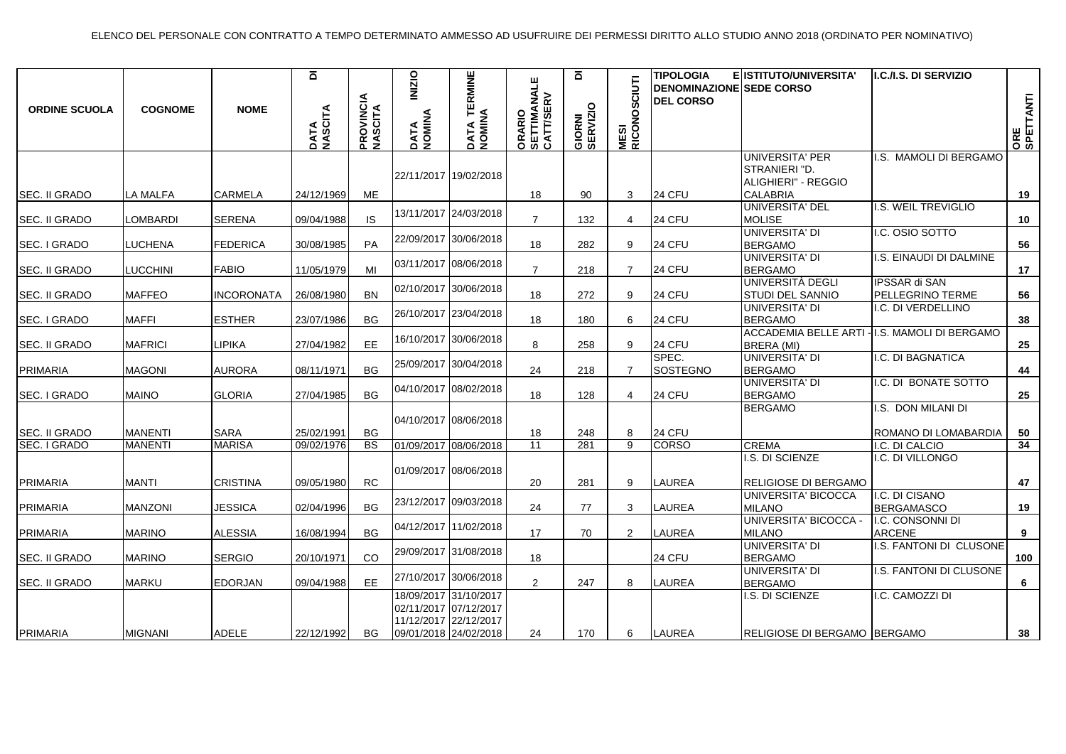ELENCO DEL PERSONALE CON CONTRATTO A TEMPO DETERMINATO AMMESSO AD USUFRUIRE DEI PERMESSI DIRITTO ALLO STUDIO ANNO 2018 (ORDINATO PER NOMINATIVO)

| ORDINE SCUOLA | COGNOME | NOME | DATA DI NASCITA | PROVINCIA NASCITA | DATA INIZIO NOMINA | DATA TERMINE NOMINA | ORARIO SETTIMANALE CATT/SERV | GIORNI DI SERVIZIO | MESI RICONOSCIUTI | TIPOLOGIA E DENOMINAZIONE DEL CORSO | ISTITUTO/UNIVERSITA' SEDE CORSO | I.C./I.S. DI SERVIZIO | ORE SPETTANTI |
|---|---|---|---|---|---|---|---|---|---|---|---|---|---|
| SEC. II GRADO | LA MALFA | CARMELA | 24/12/1969 | ME | 22/11/2017 | 19/02/2018 | 18 | 90 | 3 | 24 CFU | UNIVERSITA' PER STRANIERI "D. ALIGHIERI" - REGGIO CALABRIA | I.S. MAMOLI DI BERGAMO | 19 |
| SEC. II GRADO | LOMBARDI | SERENA | 09/04/1988 | IS | 13/11/2017 | 24/03/2018 | 7 | 132 | 4 | 24 CFU | UNIVERSITA' DEL MOLISE | I.S. WEIL TREVIGLIO | 10 |
| SEC. I GRADO | LUCHENA | FEDERICA | 30/08/1985 | PA | 22/09/2017 | 30/06/2018 | 18 | 282 | 9 | 24 CFU | UNIVERSITA' DI BERGAMO | I.C. OSIO SOTTO | 56 |
| SEC. II GRADO | LUCCHINI | FABIO | 11/05/1979 | MI | 03/11/2017 | 08/06/2018 | 7 | 218 | 7 | 24 CFU | UNIVERSITA' DI BERGAMO | I.S. EINAUDI DI DALMINE | 17 |
| SEC. II GRADO | MAFFEO | INCORONATA | 26/08/1980 | BN | 02/10/2017 | 30/06/2018 | 18 | 272 | 9 | 24 CFU | UNIVERSITÀ DEGLI STUDI DEL SANNIO | IPSSAR di SAN PELLEGRINO TERME | 56 |
| SEC. I GRADO | MAFFI | ESTHER | 23/07/1986 | BG | 26/10/2017 | 23/04/2018 | 18 | 180 | 6 | 24 CFU | UNIVERSITA' DI BERGAMO | I.C. DI VERDELLINO | 38 |
| SEC. II GRADO | MAFRICI | LIPIKA | 27/04/1982 | EE | 16/10/2017 | 30/06/2018 | 8 | 258 | 9 | 24 CFU | ACCADEMIA BELLE ARTI - BRERA (MI) | I.S. MAMOLI DI BERGAMO | 25 |
| PRIMARIA | MAGONI | AURORA | 08/11/1971 | BG | 25/09/2017 | 30/04/2018 | 24 | 218 | 7 | SPEC. SOSTEGNO | UNIVERSITA' DI BERGAMO | I.C. DI BAGNATICA | 44 |
| SEC. I GRADO | MAINO | GLORIA | 27/04/1985 | BG | 04/10/2017 | 08/02/2018 | 18 | 128 | 4 | 24 CFU | UNIVERSITA' DI BERGAMO | I.C. DI BONATE SOTTO | 25 |
| SEC. II GRADO | MANENTI | SARA | 25/02/1991 | BG | 04/10/2017 | 08/06/2018 | 18 | 248 | 8 | 24 CFU | BERGAMO | I.S. DON MILANI DI ROMANO DI LOMABARDIA | 50 |
| SEC. I GRADO | MANENTI | MARISA | 09/02/1976 | BS | 01/09/2017 | 08/06/2018 | 11 | 281 | 9 | CORSO | CREMA | I.C. DI CALCIO | 34 |
| PRIMARIA | MANTI | CRISTINA | 09/05/1980 | RC | 01/09/2017 | 08/06/2018 | 20 | 281 | 9 | LAUREA | I.S. DI SCIENZE RELIGIOSE DI BERGAMO | I.C. DI VILLONGO | 47 |
| PRIMARIA | MANZONI | JESSICA | 02/04/1996 | BG | 23/12/2017 | 09/03/2018 | 24 | 77 | 3 | LAUREA | UNIVERSITA' BICOCCA MILANO | I.C. DI CISANO BERGAMASCO | 19 |
| PRIMARIA | MARINO | ALESSIA | 16/08/1994 | BG | 04/12/2017 | 11/02/2018 | 17 | 70 | 2 | LAUREA | UNIVERSITA' BICOCCA - MILANO | I.C. CONSONNI DI ARCENE | 9 |
| SEC. II GRADO | MARINO | SERGIO | 20/10/1971 | CO | 29/09/2017 | 31/08/2018 | 18 | | | 24 CFU | UNIVERSITA' DI BERGAMO | I.S. FANTONI DI CLUSONE | 100 |
| SEC. II GRADO | MARKU | EDORJAN | 09/04/1988 | EE | 27/10/2017 | 30/06/2018 | 2 | 247 | 8 | LAUREA | UNIVERSITA' DI BERGAMO | I.S. FANTONI DI CLUSONE | 6 |
| PRIMARIA | MIGNANI | ADELE | 22/12/1992 | BG | 18/09/2017<br>02/11/2017<br>11/12/2017<br>09/01/2018 | 31/10/2017<br>07/12/2017<br>22/12/2017<br>24/02/2018 | 24 | 170 | 6 | LAUREA | I.S. DI SCIENZE RELIGIOSE DI BERGAMO | I.C. CAMOZZI DI BERGAMO | 38 |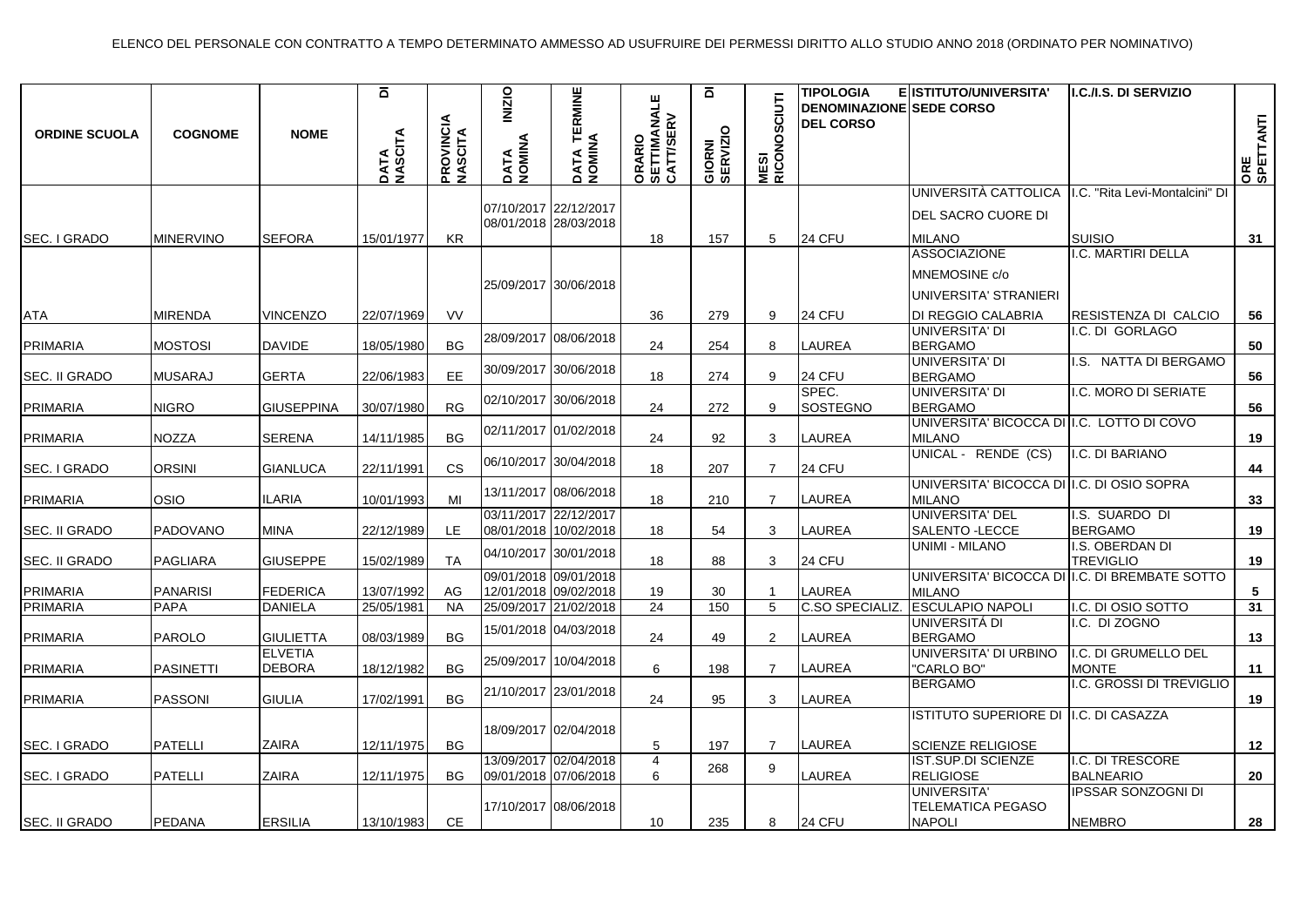ELENCO DEL PERSONALE CON CONTRATTO A TEMPO DETERMINATO AMMESSO AD USUFRUIRE DEI PERMESSI DIRITTO ALLO STUDIO ANNO 2018 (ORDINATO PER NOMINATIVO)

| ORDINE SCUOLA | COGNOME | NOME | DATA DI NASCITA | PROVINCIA NASCITA | DATA INIZIO NOMINA | DATA TERMINE NOMINA | ORARIO SETTIMANALE CATT/SERV | GIORNI DI SERVIZIO | MESI RICONOSCIUTI | TIPOLOGIA E DENOMINAZIONE DEL CORSO | ISTITUTO/UNIVERSITA' SEDE CORSO | I.C./I.S. DI SERVIZIO | ORE SPETTANTI |
|---|---|---|---|---|---|---|---|---|---|---|---|---|---|
| SEC. I GRADO | MINERVINO | SEFORA | 15/01/1977 | KR | 07/10/2017 08/01/2018 | 22/12/2017 28/03/2018 | 18 | 157 | 5 | 24 CFU | UNIVERSITÀ CATTOLICA DEL SACRO CUORE DI MILANO | I.C. "Rita Levi-Montalcini" DI SUISIO | 31 |
| ATA | MIRENDA | VINCENZO | 22/07/1969 | VV | 25/09/2017 | 30/06/2018 | 36 | 279 | 9 | 24 CFU | ASSOCIAZIONE MNEMOSINE c/o UNIVERSITA' STRANIERI DI REGGIO CALABRIA | I.C. MARTIRI DELLA RESISTENZA DI CALCIO | 56 |
| PRIMARIA | MOSTOSI | DAVIDE | 18/05/1980 | BG | 28/09/2017 | 08/06/2018 | 24 | 254 | 8 | LAUREA | UNIVERSITA' DI BERGAMO | I.C. DI GORLAGO | 50 |
| SEC. II GRADO | MUSARAJ | GERTA | 22/06/1983 | EE | 30/09/2017 | 30/06/2018 | 18 | 274 | 9 | 24 CFU | UNIVERSITA' DI BERGAMO | I.S. NATTA DI BERGAMO | 56 |
| PRIMARIA | NIGRO | GIUSEPPINA | 30/07/1980 | RG | 02/10/2017 | 30/06/2018 | 24 | 272 | 9 | SPEC. SOSTEGNO | UNIVERSITA' DI BERGAMO | I.C. MORO DI SERIATE | 56 |
| PRIMARIA | NOZZA | SERENA | 14/11/1985 | BG | 02/11/2017 | 01/02/2018 | 24 | 92 | 3 | LAUREA | UNIVERSITA' BICOCCA DI MILANO | I.C. LOTTO DI COVO | 19 |
| SEC. I GRADO | ORSINI | GIANLUCA | 22/11/1991 | CS | 06/10/2017 | 30/04/2018 | 18 | 207 | 7 | 24 CFU | UNICAL - RENDE (CS) | I.C. DI BARIANO | 44 |
| PRIMARIA | OSIO | ILARIA | 10/01/1993 | MI | 13/11/2017 | 08/06/2018 | 18 | 210 | 7 | LAUREA | UNIVERSITA' BICOCCA DI MILANO | I.C. DI OSIO SOPRA | 33 |
| SEC. II GRADO | PADOVANO | MINA | 22/12/1989 | LE | 03/11/2017 08/01/2018 | 22/12/2017 10/02/2018 | 18 | 54 | 3 | LAUREA | UNIVERSITA' DEL SALENTO -LECCE | I.S. SUARDO DI BERGAMO | 19 |
| SEC. II GRADO | PAGLIARA | GIUSEPPE | 15/02/1989 | TA | 04/10/2017 | 30/01/2018 | 18 | 88 | 3 | 24 CFU | UNIMI - MILANO | I.S. OBERDAN DI TREVIGLIO | 19 |
| PRIMARIA | PANARISI | FEDERICA | 13/07/1992 | AG | 09/01/2018 12/01/2018 | 09/01/2018 09/02/2018 | 19 | 30 | 1 | LAUREA | UNIVERSITA' BICOCCA DI MILANO | I.C. DI BREMBATE SOTTO | 5 |
| PRIMARIA | PAPA | DANIELA | 25/05/1981 | NA | 25/09/2017 | 21/02/2018 | 24 | 150 | 5 | C.SO SPECIALIZ. | ESCULAPIO NAPOLI | I.C. DI OSIO SOTTO | 31 |
| PRIMARIA | PAROLO | GIULIETTA | 08/03/1989 | BG | 15/01/2018 | 04/03/2018 | 24 | 49 | 2 | LAUREA | UNIVERSITÁ DI BERGAMO | I.C. DI ZOGNO | 13 |
| PRIMARIA | PASINETTI | ELVETIA DEBORA | 18/12/1982 | BG | 25/09/2017 | 10/04/2018 | 6 | 198 | 7 | LAUREA | UNIVERSITA' DI URBINO "CARLO BO" | I.C. DI GRUMELLO DEL MONTE | 11 |
| PRIMARIA | PASSONI | GIULIA | 17/02/1991 | BG | 21/10/2017 | 23/01/2018 | 24 | 95 | 3 | LAUREA | BERGAMO | I.C. GROSSI DI TREVIGLIO | 19 |
| SEC. I GRADO | PATELLI | ZAIRA | 12/11/1975 | BG | 18/09/2017 | 02/04/2018 | 5 | 197 | 7 | LAUREA | ISTITUTO SUPERIORE DI SCIENZE RELIGIOSE | I.C. DI CASAZZA | 12 |
| SEC. I GRADO | PATELLI | ZAIRA | 12/11/1975 | BG | 13/09/2017 09/01/2018 | 02/04/2018 07/06/2018 | 4 6 | 268 | 9 | LAUREA | IST.SUP.DI SCIENZE RELIGIOSE | I.C. DI TRESCORE BALNEARIO | 20 |
| SEC. II GRADO | PEDANA | ERSILIA | 13/10/1983 | CE | 17/10/2017 | 08/06/2018 | 10 | 235 | 8 | 24 CFU | UNIVERSITA' TELEMATICA PEGASO NAPOLI | IPSSAR SONZOGNI DI NEMBRO | 28 |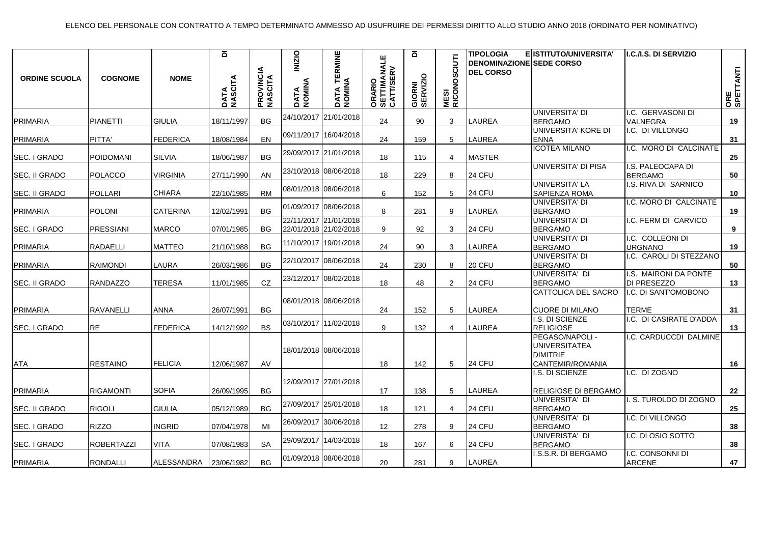ELENCO DEL PERSONALE CON CONTRATTO A TEMPO DETERMINATO AMMESSO AD USUFRUIRE DEI PERMESSI DIRITTO ALLO STUDIO ANNO 2018 (ORDINATO PER NOMINATIVO)

| ORDINE SCUOLA | COGNOME | NOME | DATA DI NASCITA | PROVINCIA NASCITA | DATA INIZIO NOMINA | DATA TERMINE NOMINA | ORARIO SETTIMANALE CATT/SERV | GIORNI DI SERVIZIO | MESI RICONOSCIUTI | TIPOLOGIA E DENOMINAZIONE DEL CORSO | ISTITUTO/UNIVERSITA' SEDE CORSO | I.C./I.S. DI SERVIZIO | ORE SPETTANTI |
|---|---|---|---|---|---|---|---|---|---|---|---|---|---|
| PRIMARIA | PIANETTI | GIULIA | 18/11/1997 | BG | 24/10/2017 | 21/01/2018 | 24 | 90 | 3 | LAUREA | UNIVERSITA' DI BERGAMO | I.C. GERVASONI DI VALNEGRA | 19 |
| PRIMARIA | PITTA' | FEDERICA | 18/08/1984 | EN | 09/11/2017 | 16/04/2018 | 24 | 159 | 5 | LAUREA | UNIVERSITA' KORE DI ENNA | I.C. DI VILLONGO | 31 |
| SEC. I GRADO | POIDOMANI | SILVIA | 18/06/1987 | BG | 29/09/2017 | 21/01/2018 | 18 | 115 | 4 | MASTER | ICOTEA MILANO | I.C. MORO DI CALCINATE | 25 |
| SEC. II GRADO | POLACCO | VIRGINIA | 27/11/1990 | AN | 23/10/2018 | 08/06/2018 | 18 | 229 | 8 | 24 CFU | UNIVERSITA' DI PISA | I.S. PALEOCAPA DI BERGAMO | 50 |
| SEC. II GRADO | POLLARI | CHIARA | 22/10/1985 | RM | 08/01/2018 | 08/06/2018 | 6 | 152 | 5 | 24 CFU | UNIVERSITA' LA SAPIENZA ROMA | I.S. RIVA DI SARNICO | 10 |
| PRIMARIA | POLONI | CATERINA | 12/02/1991 | BG | 01/09/2017 | 08/06/2018 | 8 | 281 | 9 | LAUREA | UNIVERSITA' DI BERGAMO | I.C. MORO DI CALCINATE | 19 |
| SEC. I GRADO | PRESSIANI | MARCO | 07/01/1985 | BG | 22/11/2017 22/01/2018 | 21/01/2018 21/02/2018 | 9 | 92 | 3 | 24 CFU | UNIVERSITA' DI BERGAMO | I.C. FERM DI CARVICO | 9 |
| PRIMARIA | RADAELLI | MATTEO | 21/10/1988 | BG | 11/10/2017 | 19/01/2018 | 24 | 90 | 3 | LAUREA | UNIVERSITA' DI BERGAMO | I.C. COLLEONI DI URGNANO | 19 |
| PRIMARIA | RAIMONDI | LAURA | 26/03/1986 | BG | 22/10/2017 | 08/06/2018 | 24 | 230 | 8 | 20 CFU | UNIVERSITA' DI BERGAMO | I.C. CAROLI DI STEZZANO | 50 |
| SEC. II GRADO | RANDAZZO | TERESA | 11/01/1985 | CZ | 23/12/2017 | 08/02/2018 | 18 | 48 | 2 | 24 CFU | UNIVERSITA' DI BERGAMO | I.S. MAIRONI DA PONTE DI PRESEZZO | 13 |
| PRIMARIA | RAVANELLI | ANNA | 26/07/1991 | BG | 08/01/2018 | 08/06/2018 | 24 | 152 | 5 | LAUREA | CATTOLICA DEL SACRO CUORE DI MILANO | I.C. DI SANT'OMOBONO TERME | 31 |
| SEC. I GRADO | RE | FEDERICA | 14/12/1992 | BS | 03/10/2017 | 11/02/2018 | 9 | 132 | 4 | LAUREA | I.S. DI SCIENZE RELIGIOSE | I.C. DI CASIRATE D'ADDA | 13 |
| ATA | RESTAINO | FELICIA | 12/06/1987 | AV | 18/01/2018 | 08/06/2018 | 18 | 142 | 5 | 24 CFU | PEGASO/NAPOLI - UNIVERSITATEA DIMITRIE CANTEMIR/ROMANIA | I.C. CARDUCCDI DALMINE | 16 |
| PRIMARIA | RIGAMONTI | SOFIA | 26/09/1995 | BG | 12/09/2017 | 27/01/2018 | 17 | 138 | 5 | LAUREA | I.S. DI SCIENZE RELIGIOSE DI BERGAMO | I.C. DI ZOGNO | 22 |
| SEC. II GRADO | RIGOLI | GIULIA | 05/12/1989 | BG | 27/09/2017 | 25/01/2018 | 18 | 121 | 4 | 24 CFU | UNIVERSITA' DI BERGAMO | I. S. TUROLDO DI ZOGNO | 25 |
| SEC. I GRADO | RIZZO | INGRID | 07/04/1978 | MI | 26/09/2017 | 30/06/2018 | 12 | 278 | 9 | 24 CFU | UNIVERSITA' DI BERGAMO | I.C. DI VILLONGO | 38 |
| SEC. I GRADO | ROBERTAZZI | VITA | 07/08/1983 | SA | 29/09/2017 | 14/03/2018 | 18 | 167 | 6 | 24 CFU | UNIVERISTA' DI BERGAMO | I.C. DI OSIO SOTTO | 38 |
| PRIMARIA | RONDALLI | ALESSANDRA | 23/06/1982 | BG | 01/09/2018 | 08/06/2018 | 20 | 281 | 9 | LAUREA | I.S.S.R. DI BERGAMO | I.C. CONSONNI DI ARCENE | 47 |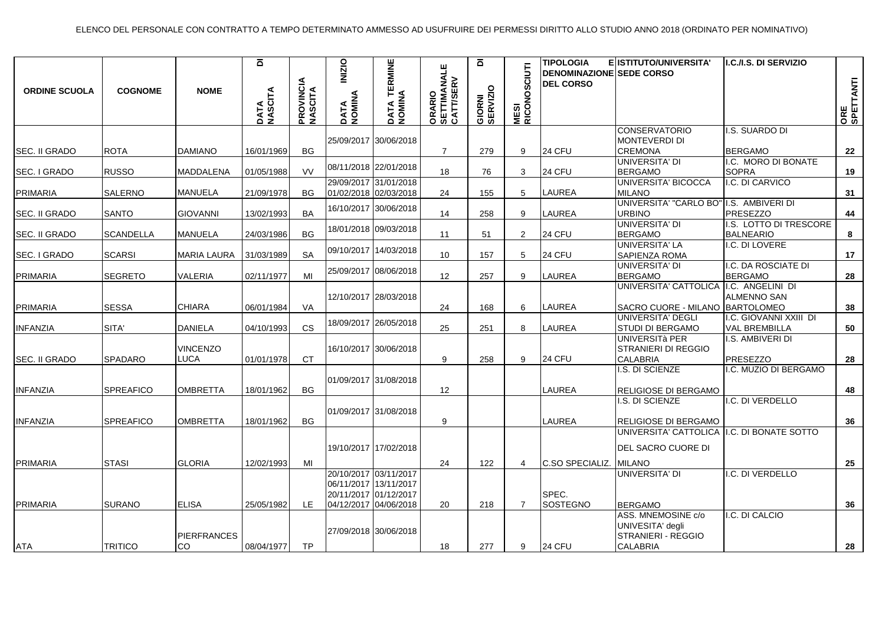ELENCO DEL PERSONALE CON CONTRATTO A TEMPO DETERMINATO AMMESSO AD USUFRUIRE DEI PERMESSI DIRITTO ALLO STUDIO ANNO 2018 (ORDINATO PER NOMINATIVO)

| ORDINE SCUOLA | COGNOME | NOME | DATA DI NASCITA | PROVINCIA NASCITA | DATA INIZIO NOMINA | DATA TERMINE NOMINA | ORARIO SETTIMANALE CATT/SERV | GIORNI DI SERVIZIO | MESI RICONOSCIUTI | TIPOLOGIA E DENOMINAZIONE DEL CORSO | ISTITUTO/UNIVERSITA' SEDE CORSO | I.C./I.S. DI SERVIZIO | ORE SPETTANTI |
|---|---|---|---|---|---|---|---|---|---|---|---|---|---|
| SEC. II GRADO | ROTA | DAMIANO | 16/01/1969 | BG | 25/09/2017 | 30/06/2018 | 7 | 279 | 9 | 24 CFU | CONSERVATORIO MONTEVERDI DI CREMONA | I.S. SUARDO DI BERGAMO | 22 |
| SEC. I GRADO | RUSSO | MADDALENA | 01/05/1988 | VV | 08/11/2018 | 22/01/2018 | 18 | 76 | 3 | 24 CFU | UNIVERSITA' DI BERGAMO | I.C. MORO DI BONATE SOPRA | 19 |
| PRIMARIA | SALERNO | MANUELA | 21/09/1978 | BG | 29/09/2017<br>01/02/2018 | 31/01/2018<br>02/03/2018 | 24 | 155 | 5 | LAUREA | UNIVERSITA' BICOCCA MILANO | I.C. DI CARVICO | 31 |
| SEC. II GRADO | SANTO | GIOVANNI | 13/02/1993 | BA | 16/10/2017 | 30/06/2018 | 14 | 258 | 9 | LAUREA | UNIVERSITA' "CARLO BO" URBINO | I.S. AMBIVERI DI PRESEZZO | 44 |
| SEC. II GRADO | SCANDELLA | MANUELA | 24/03/1986 | BG | 18/01/2018 | 09/03/2018 | 11 | 51 | 2 | 24 CFU | UNIVERSITA' DI BERGAMO | I.S. LOTTO DI TRESCORE BALNEARIO | 8 |
| SEC. I GRADO | SCARSI | MARIA LAURA | 31/03/1989 | SA | 09/10/2017 | 14/03/2018 | 10 | 157 | 5 | 24 CFU | UNIVERSITA' LA SAPIENZA ROMA | I.C. DI LOVERE | 17 |
| PRIMARIA | SEGRETO | VALERIA | 02/11/1977 | MI | 25/09/2017 | 08/06/2018 | 12 | 257 | 9 | LAUREA | UNIVERSITA' DI BERGAMO | I.C. DA ROSCIATE DI BERGAMO | 28 |
| PRIMARIA | SESSA | CHIARA | 06/01/1984 | VA | 12/10/2017 | 28/03/2018 | 24 | 168 | 6 | LAUREA | UNIVERSITA' CATTOLICA SACRO CUORE - MILANO | I.C. ANGELINI DI ALMENNO SAN BARTOLOMEO | 38 |
| INFANZIA | SITA' | DANIELA | 04/10/1993 | CS | 18/09/2017 | 26/05/2018 | 25 | 251 | 8 | LAUREA | UNIVERSITA' DEGLI STUDI DI BERGAMO | I.C. GIOVANNI XXIII DI VAL BREMBILLA | 50 |
| SEC. II GRADO | SPADARO | VINCENZO LUCA | 01/01/1978 | CT | 16/10/2017 | 30/06/2018 | 9 | 258 | 9 | 24 CFU | UNIVERSITà PER STRANIERI DI REGGIO CALABRIA | I.S. AMBIVERI DI PRESEZZO | 28 |
| INFANZIA | SPREAFICO | OMBRETTA | 18/01/1962 | BG | 01/09/2017 | 31/08/2018 | 12 | | | LAUREA | I.S. DI SCIENZE RELIGIOSE DI BERGAMO | I.C. MUZIO DI BERGAMO | 48 |
| INFANZIA | SPREAFICO | OMBRETTA | 18/01/1962 | BG | 01/09/2017 | 31/08/2018 | 9 | | | LAUREA | I.S. DI SCIENZE RELIGIOSE DI BERGAMO | I.C. DI VERDELLO | 36 |
| PRIMARIA | STASI | GLORIA | 12/02/1993 | MI | 19/10/2017 | 17/02/2018 | 24 | 122 | 4 | C.SO SPECIALIZ. | UNIVERSITA' CATTOLICA DEL SACRO CUORE DI MILANO | I.C. DI BONATE SOTTO | 25 |
| PRIMARIA | SURANO | ELISA | 25/05/1982 | LE | 20/10/2017<br>06/11/2017<br>20/11/2017<br>04/12/2017 | 03/11/2017<br>13/11/2017<br>01/12/2017<br>04/06/2018 | 20 | 218 | 7 | SPEC. SOSTEGNO | UNIVERSITA' DI BERGAMO | I.C. DI VERDELLO | 36 |
| ATA | TRITICO | PIERFRANCESCO | 08/04/1977 | TP | 27/09/2018 | 30/06/2018 | 18 | 277 | 9 | 24 CFU | ASS. MNEMOSINE c/o UNIVESITA' degli STRANIERI - REGGIO CALABRIA | I.C. DI CALCIO | 28 |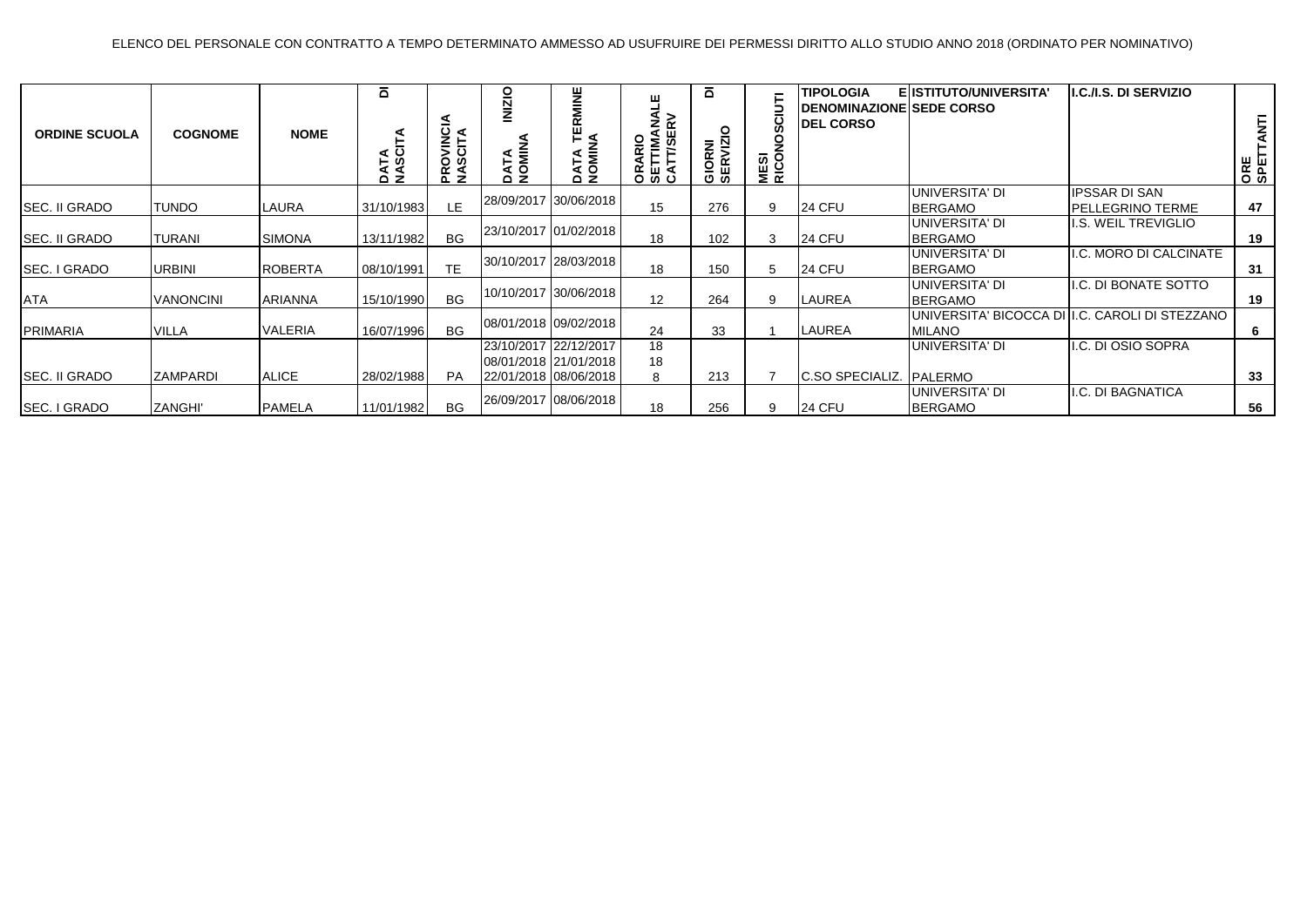ELENCO DEL PERSONALE CON CONTRATTO A TEMPO DETERMINATO AMMESSO AD USUFRUIRE DEI PERMESSI DIRITTO ALLO STUDIO ANNO 2018 (ORDINATO PER NOMINATIVO)

| ORDINE SCUOLA | COGNOME | NOME | DATA DI NASCITA | PROVINCIA NASCITA | DATA INIZIO NOMINA | DATA TERMINE NOMINA | ORARIO SETTIMANALE CATT/SERV | GIORNI DI SERVIZIO | MESI RICONOSCIUTI | TIPOLOGIA E DENOMINAZIONE DEL CORSO | ISTITUTO/UNIVERSITA' SEDE CORSO | I.C./I.S. DI SERVIZIO | ORE SPETTANTI |
|---|---|---|---|---|---|---|---|---|---|---|---|---|---|
| SEC. II GRADO | TUNDO | LAURA | 31/10/1983 | LE | 28/09/2017 | 30/06/2018 | 15 | 276 | 9 | 24 CFU | UNIVERSITA' DI BERGAMO | IPSSAR DI SAN PELLEGRINO TERME | 47 |
| SEC. II GRADO | TURANI | SIMONA | 13/11/1982 | BG | 23/10/2017 | 01/02/2018 | 18 | 102 | 3 | 24 CFU | UNIVERSITA' DI BERGAMO | I.S. WEIL TREVIGLIO | 19 |
| SEC. I GRADO | URBINI | ROBERTA | 08/10/1991 | TE | 30/10/2017 | 28/03/2018 | 18 | 150 | 5 | 24 CFU | UNIVERSITA' DI BERGAMO | I.C. MORO DI CALCINATE | 31 |
| ATA | VANONCINI | ARIANNA | 15/10/1990 | BG | 10/10/2017 | 30/06/2018 | 12 | 264 | 9 | LAUREA | UNIVERSITA' DI BERGAMO | I.C. DI BONATE SOTTO | 19 |
| PRIMARIA | VILLA | VALERIA | 16/07/1996 | BG | 08/01/2018 | 09/02/2018 | 24 | 33 | 1 | LAUREA | UNIVERSITA' BICOCCA DI MILANO | I.C. CAROLI DI STEZZANO | 6 |
| SEC. II GRADO | ZAMPARDI | ALICE | 28/02/1988 | PA | 23/10/2017<br>08/01/2018<br>22/01/2018 | 22/12/2017<br>21/01/2018<br>08/06/2018 | 18<br>18<br>8 | 213 | 7 | C.SO SPECIALIZ. | UNIVERSITA' DI PALERMO | I.C. DI OSIO SOPRA | 33 |
| SEC. I GRADO | ZANGHI' | PAMELA | 11/01/1982 | BG | 26/09/2017 | 08/06/2018 | 18 | 256 | 9 | 24 CFU | UNIVERSITA' DI BERGAMO | I.C. DI BAGNATICA | 56 |